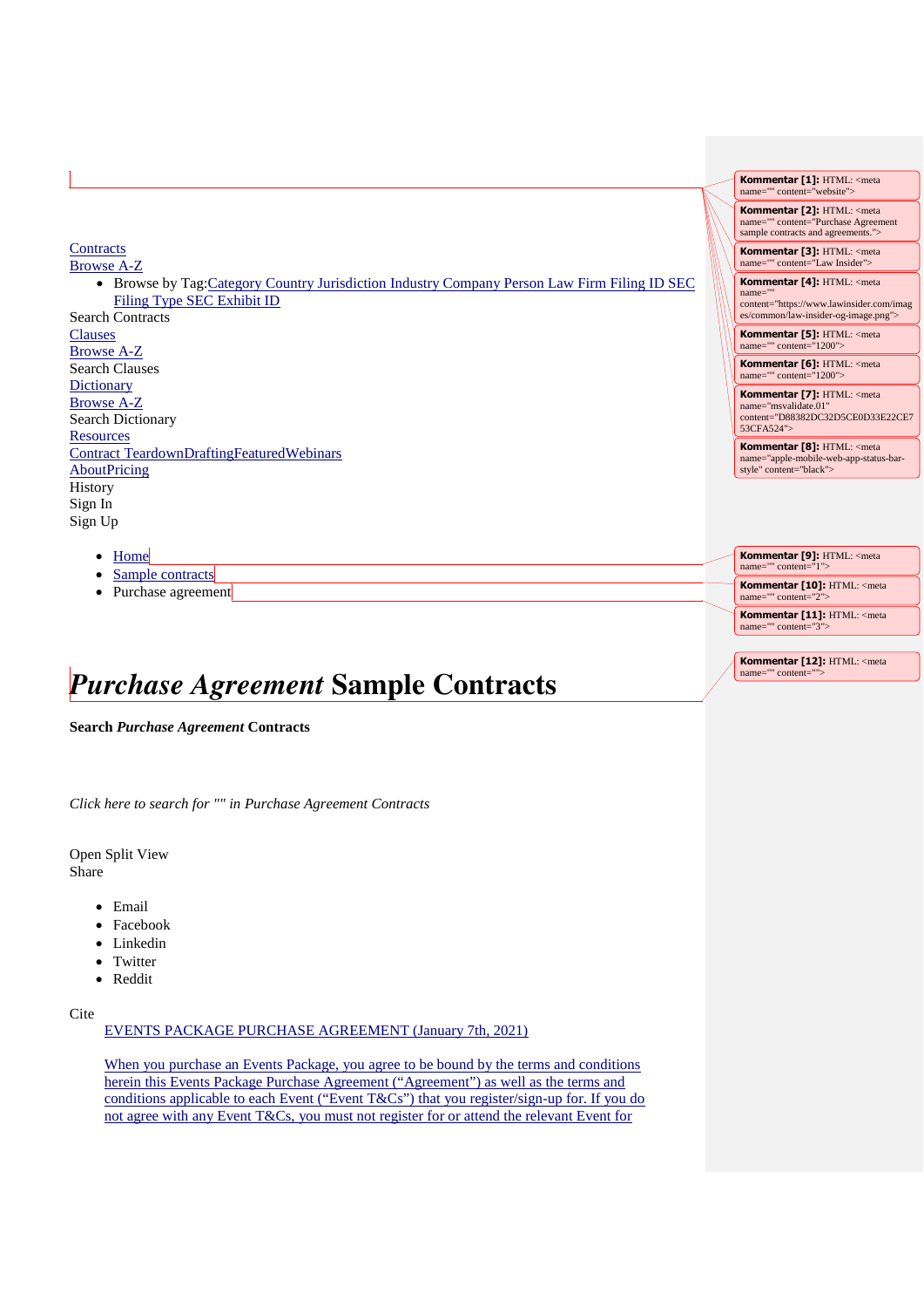Contracts
Browse A-Z

- Browse by Tag:Category Country Jurisdiction Industry Company Person Law Firm Filing ID SEC Filing Type SEC Exhibit ID

Search Contracts
Clauses
Browse A-Z
Search Clauses
Dictionary
Browse A-Z
Search Dictionary
Resources
Contract TeardownDraftingFeaturedWebinars
AboutPricing
History
Sign In
Sign Up

- Home
- Sample contracts
- Purchase agreement

# *Purchase Agreement* Sample Contracts

**Search *Purchase Agreement* Contracts**

*Click here to search for "" in Purchase Agreement Contracts*

Open Split View
Share

- Email
- Facebook
- Linkedin
- Twitter
- Reddit

Cite

EVENTS PACKAGE PURCHASE AGREEMENT (January 7th, 2021)

When you purchase an Events Package, you agree to be bound by the terms and conditions herein this Events Package Purchase Agreement ("Agreement") as well as the terms and conditions applicable to each Event ("Event T&Cs") that you register/sign-up for. If you do not agree with any Event T&Cs, you must not register for or attend the relevant Event for

Kommentar [1]: HTML: <meta name="" content="website">

Kommentar [2]: HTML: <meta name="" content="Purchase Agreement sample contracts and agreements.">

Kommentar [3]: HTML: <meta name="" content="Law Insider">

Kommentar [4]: HTML: <meta name="" content="https://www.lawinsider.com/images/common/law-insider-og-image.png">

Kommentar [5]: HTML: <meta name="" content="1200">

Kommentar [6]: HTML: <meta name="" content="1200">

Kommentar [7]: HTML: <meta name="msvalidate.01" content="D88382DC32D5CE0D33E22CE753CFA524">

Kommentar [8]: HTML: <meta name="apple-mobile-web-app-status-bar-style" content="black">

Kommentar [9]: HTML: <meta name="" content="1">

Kommentar [10]: HTML: <meta name="" content="2">

Kommentar [11]: HTML: <meta name="" content="3">

Kommentar [12]: HTML: <meta name="" content="">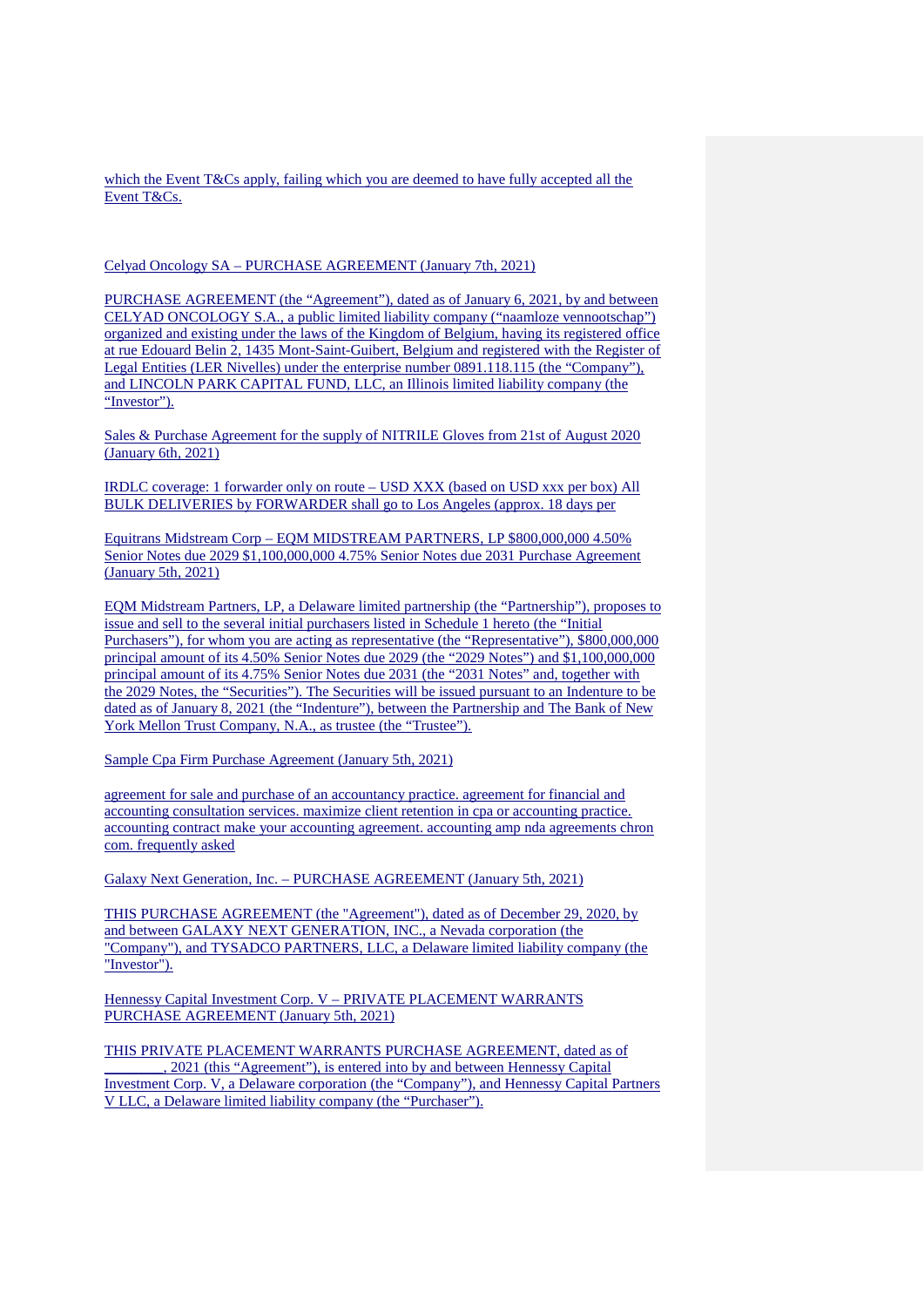which the Event T&Cs apply, failing which you are deemed to have fully accepted all the Event T&Cs.

Celyad Oncology SA – PURCHASE AGREEMENT (January 7th, 2021)

PURCHASE AGREEMENT (the "Agreement"), dated as of January 6, 2021, by and between CELYAD ONCOLOGY S.A., a public limited liability company ("naamloze vennootschap") organized and existing under the laws of the Kingdom of Belgium, having its registered office at rue Edouard Belin 2, 1435 Mont-Saint-Guibert, Belgium and registered with the Register of Legal Entities (LER Nivelles) under the enterprise number 0891.118.115 (the "Company"), and LINCOLN PARK CAPITAL FUND, LLC, an Illinois limited liability company (the "Investor").

Sales & Purchase Agreement for the supply of NITRILE Gloves from 21st of August 2020 (January 6th, 2021)

IRDLC coverage: 1 forwarder only on route – USD XXX (based on USD xxx per box) All BULK DELIVERIES by FORWARDER shall go to Los Angeles (approx. 18 days per

Equitrans Midstream Corp – EQM MIDSTREAM PARTNERS, LP $800,000,000 4.50% Senior Notes due 2029 $1,100,000,000 4.75% Senior Notes due 2031 Purchase Agreement (January 5th, 2021)

EQM Midstream Partners, LP, a Delaware limited partnership (the "Partnership"), proposes to issue and sell to the several initial purchasers listed in Schedule 1 hereto (the "Initial Purchasers"), for whom you are acting as representative (the "Representative"), $800,000,000 principal amount of its 4.50% Senior Notes due 2029 (the "2029 Notes") and $1,100,000,000 principal amount of its 4.75% Senior Notes due 2031 (the "2031 Notes" and, together with the 2029 Notes, the "Securities"). The Securities will be issued pursuant to an Indenture to be dated as of January 8, 2021 (the "Indenture"), between the Partnership and The Bank of New York Mellon Trust Company, N.A., as trustee (the "Trustee").

Sample Cpa Firm Purchase Agreement (January 5th, 2021)

agreement for sale and purchase of an accountancy practice. agreement for financial and accounting consultation services. maximize client retention in cpa or accounting practice. accounting contract make your accounting agreement. accounting amp nda agreements chron com. frequently asked

Galaxy Next Generation, Inc. – PURCHASE AGREEMENT (January 5th, 2021)

THIS PURCHASE AGREEMENT (the "Agreement"), dated as of December 29, 2020, by and between GALAXY NEXT GENERATION, INC., a Nevada corporation (the "Company"), and TYSADCO PARTNERS, LLC, a Delaware limited liability company (the "Investor").

Hennessy Capital Investment Corp. V – PRIVATE PLACEMENT WARRANTS PURCHASE AGREEMENT (January 5th, 2021)

THIS PRIVATE PLACEMENT WARRANTS PURCHASE AGREEMENT, dated as of ________, 2021 (this "Agreement"), is entered into by and between Hennessy Capital Investment Corp. V, a Delaware corporation (the "Company"), and Hennessy Capital Partners V LLC, a Delaware limited liability company (the "Purchaser").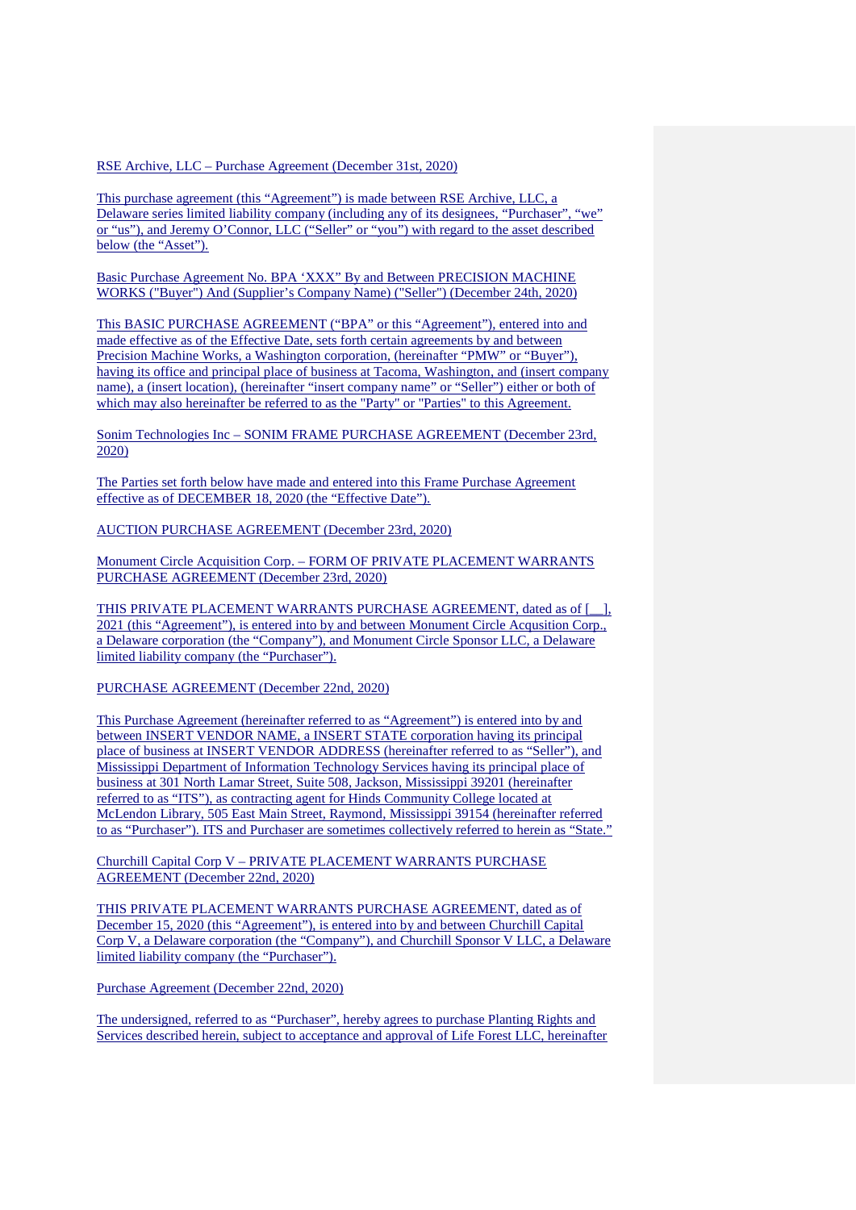RSE Archive, LLC – Purchase Agreement (December 31st, 2020)

This purchase agreement (this "Agreement") is made between RSE Archive, LLC, a Delaware series limited liability company (including any of its designees, "Purchaser", "we" or "us"), and Jeremy O'Connor, LLC ("Seller" or "you") with regard to the asset described below (the "Asset").

Basic Purchase Agreement No. BPA 'XXX" By and Between PRECISION MACHINE WORKS ("Buyer") And (Supplier's Company Name) ("Seller") (December 24th, 2020)

This BASIC PURCHASE AGREEMENT ("BPA" or this "Agreement"), entered into and made effective as of the Effective Date, sets forth certain agreements by and between Precision Machine Works, a Washington corporation, (hereinafter "PMW" or "Buyer"), having its office and principal place of business at Tacoma, Washington, and (insert company name), a (insert location), (hereinafter "insert company name" or "Seller") either or both of which may also hereinafter be referred to as the "Party" or "Parties" to this Agreement.

Sonim Technologies Inc – SONIM FRAME PURCHASE AGREEMENT (December 23rd, 2020)

The Parties set forth below have made and entered into this Frame Purchase Agreement effective as of DECEMBER 18, 2020 (the "Effective Date").

AUCTION PURCHASE AGREEMENT (December 23rd, 2020)

Monument Circle Acquisition Corp. – FORM OF PRIVATE PLACEMENT WARRANTS PURCHASE AGREEMENT (December 23rd, 2020)

THIS PRIVATE PLACEMENT WARRANTS PURCHASE AGREEMENT, dated as of [__], 2021 (this "Agreement"), is entered into by and between Monument Circle Acqusition Corp., a Delaware corporation (the "Company"), and Monument Circle Sponsor LLC, a Delaware limited liability company (the "Purchaser").

PURCHASE AGREEMENT (December 22nd, 2020)

This Purchase Agreement (hereinafter referred to as "Agreement") is entered into by and between INSERT VENDOR NAME, a INSERT STATE corporation having its principal place of business at INSERT VENDOR ADDRESS (hereinafter referred to as "Seller"), and Mississippi Department of Information Technology Services having its principal place of business at 301 North Lamar Street, Suite 508, Jackson, Mississippi 39201 (hereinafter referred to as "ITS"), as contracting agent for Hinds Community College located at McLendon Library, 505 East Main Street, Raymond, Mississippi 39154 (hereinafter referred to as "Purchaser"). ITS and Purchaser are sometimes collectively referred to herein as "State."

Churchill Capital Corp V – PRIVATE PLACEMENT WARRANTS PURCHASE AGREEMENT (December 22nd, 2020)

THIS PRIVATE PLACEMENT WARRANTS PURCHASE AGREEMENT, dated as of December 15, 2020 (this "Agreement"), is entered into by and between Churchill Capital Corp V, a Delaware corporation (the "Company"), and Churchill Sponsor V LLC, a Delaware limited liability company (the "Purchaser").

Purchase Agreement (December 22nd, 2020)

The undersigned, referred to as "Purchaser", hereby agrees to purchase Planting Rights and Services described herein, subject to acceptance and approval of Life Forest LLC, hereinafter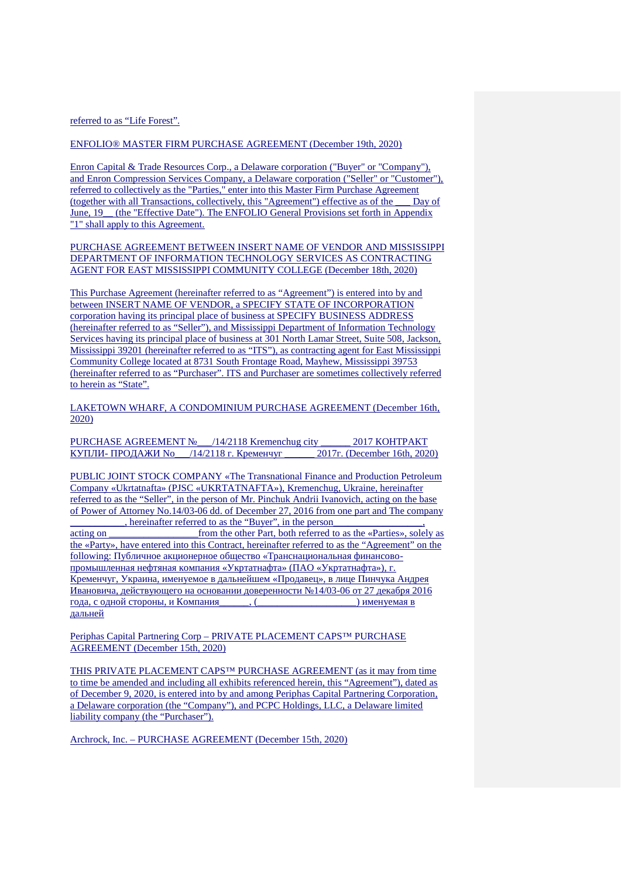referred to as "Life Forest".

ENFOLIO® MASTER FIRM PURCHASE AGREEMENT (December 19th, 2020)

Enron Capital & Trade Resources Corp., a Delaware corporation ("Buyer" or "Company"), and Enron Compression Services Company, a Delaware corporation ("Seller" or "Customer"), referred to collectively as the "Parties," enter into this Master Firm Purchase Agreement (together with all Transactions, collectively, this "Agreement") effective as of the ___ Day of June, 19__ (the "Effective Date"). The ENFOLIO General Provisions set forth in Appendix "1" shall apply to this Agreement.

PURCHASE AGREEMENT BETWEEN INSERT NAME OF VENDOR AND MISSISSIPPI DEPARTMENT OF INFORMATION TECHNOLOGY SERVICES AS CONTRACTING AGENT FOR EAST MISSISSIPPI COMMUNITY COLLEGE (December 18th, 2020)

This Purchase Agreement (hereinafter referred to as "Agreement") is entered into by and between INSERT NAME OF VENDOR, a SPECIFY STATE OF INCORPORATION corporation having its principal place of business at SPECIFY BUSINESS ADDRESS (hereinafter referred to as "Seller"), and Mississippi Department of Information Technology Services having its principal place of business at 301 North Lamar Street, Suite 508, Jackson, Mississippi 39201 (hereinafter referred to as "ITS"), as contracting agent for East Mississippi Community College located at 8731 South Frontage Road, Mayhew, Mississippi 39753 (hereinafter referred to as "Purchaser". ITS and Purchaser are sometimes collectively referred to herein as "State".

LAKETOWN WHARF, A CONDOMINIUM PURCHASE AGREEMENT (December 16th, 2020)

PURCHASE AGREEMENT №___/14/2118 Kremenchug city ______ 2017 КОНТРАКТ КУПЛИ- ПРОДАЖИ No___/14/2118 г. Кременчуг ______ 2017г. (December 16th, 2020)

PUBLIC JOINT STOCK COMPANY «The Transnational Finance and Production Petroleum Company «Ukrtatnafta» (PJSC «UKRTATNAFTA»), Kremenchug, Ukraine, hereinafter referred to as the "Seller", in the person of Mr. Pinchuk Andrii Ivanovich, acting on the base of Power of Attorney No.14/03-06 dd. of December 27, 2016 from one part and The company __________, hereinafter referred to as the "Buyer", in the person_________________, acting on _________________from the other Part, both referred to as the «Parties», solely as the «Party», have entered into this Contract, hereinafter referred to as the "Agreement" on the following: Публичное акционерное общество «Транснациональная финансово-промышленная нефтяная компания «Укртатнафта» (ПАО «Укртатнафта»), г. Кременчуг, Украина, именуемое в дальнейшем «Продавец», в лице Пинчука Андрея Ивановича, действующего на основании доверенности №14/03-06 от 27 декабря 2016 года, с одной стороны, и Компания______, (____________________) именуемая в дальней

Periphas Capital Partnering Corp – PRIVATE PLACEMENT CAPS™ PURCHASE AGREEMENT (December 15th, 2020)

THIS PRIVATE PLACEMENT CAPS™ PURCHASE AGREEMENT (as it may from time to time be amended and including all exhibits referenced herein, this "Agreement"), dated as of December 9, 2020, is entered into by and among Periphas Capital Partnering Corporation, a Delaware corporation (the "Company"), and PCPC Holdings, LLC, a Delaware limited liability company (the "Purchaser").

Archrock, Inc. – PURCHASE AGREEMENT (December 15th, 2020)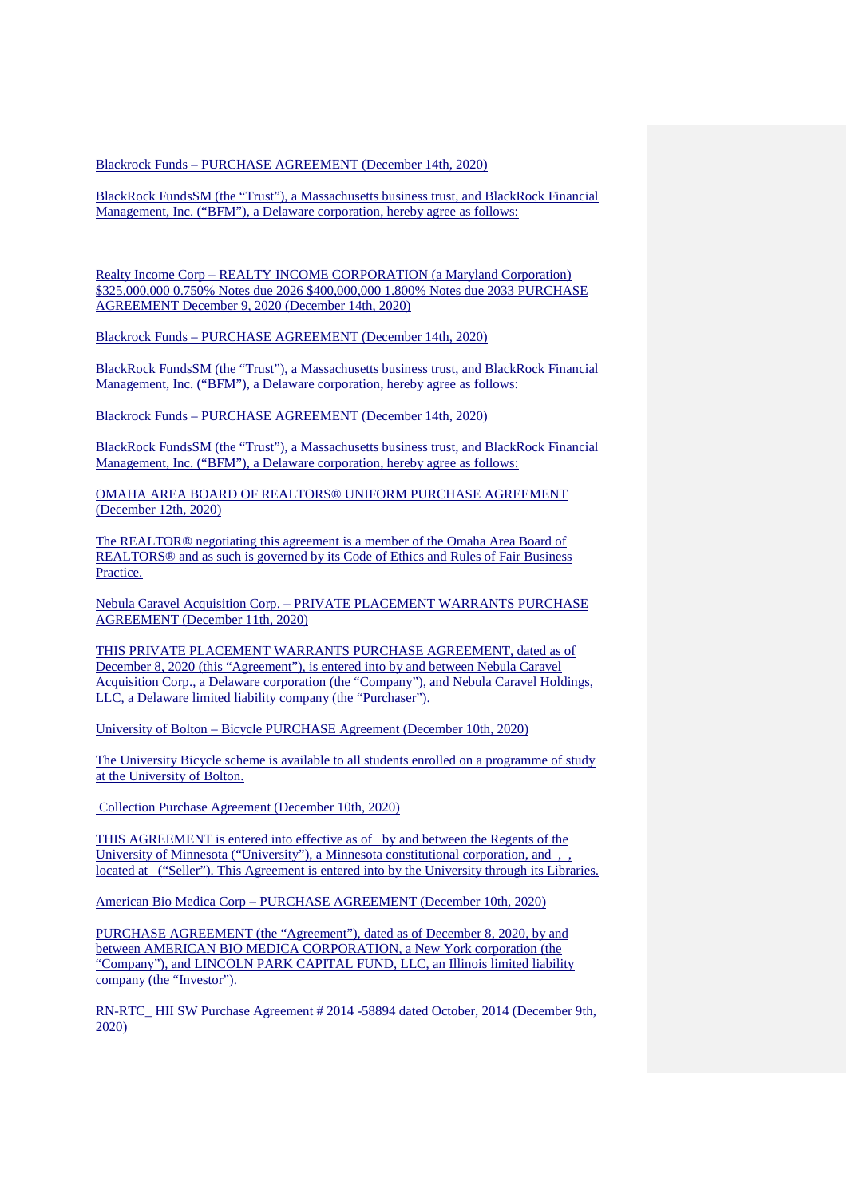Blackrock Funds – PURCHASE AGREEMENT (December 14th, 2020)

BlackRock FundsSM (the “Trust”), a Massachusetts business trust, and BlackRock Financial Management, Inc. (“BFM”), a Delaware corporation, hereby agree as follows:

Realty Income Corp – REALTY INCOME CORPORATION (a Maryland Corporation) $325,000,000 0.750% Notes due 2026 $400,000,000 1.800% Notes due 2033 PURCHASE AGREEMENT December 9, 2020 (December 14th, 2020)

Blackrock Funds – PURCHASE AGREEMENT (December 14th, 2020)

BlackRock FundsSM (the “Trust”), a Massachusetts business trust, and BlackRock Financial Management, Inc. (“BFM”), a Delaware corporation, hereby agree as follows:

Blackrock Funds – PURCHASE AGREEMENT (December 14th, 2020)

BlackRock FundsSM (the “Trust”), a Massachusetts business trust, and BlackRock Financial Management, Inc. (“BFM”), a Delaware corporation, hereby agree as follows:

OMAHA AREA BOARD OF REALTORS® UNIFORM PURCHASE AGREEMENT (December 12th, 2020)

The REALTOR® negotiating this agreement is a member of the Omaha Area Board of REALTORS® and as such is governed by its Code of Ethics and Rules of Fair Business Practice.

Nebula Caravel Acquisition Corp. – PRIVATE PLACEMENT WARRANTS PURCHASE AGREEMENT (December 11th, 2020)

THIS PRIVATE PLACEMENT WARRANTS PURCHASE AGREEMENT, dated as of December 8, 2020 (this “Agreement”), is entered into by and between Nebula Caravel Acquisition Corp., a Delaware corporation (the “Company”), and Nebula Caravel Holdings, LLC, a Delaware limited liability company (the “Purchaser”).

University of Bolton – Bicycle PURCHASE Agreement (December 10th, 2020)

The University Bicycle scheme is available to all students enrolled on a programme of study at the University of Bolton.

Collection Purchase Agreement (December 10th, 2020)

THIS AGREEMENT is entered into effective as of by and between the Regents of the University of Minnesota (“University”), a Minnesota constitutional corporation, and , , located at (“Seller”). This Agreement is entered into by the University through its Libraries.

American Bio Medica Corp – PURCHASE AGREEMENT (December 10th, 2020)

PURCHASE AGREEMENT (the “Agreement”), dated as of December 8, 2020, by and between AMERICAN BIO MEDICA CORPORATION, a New York corporation (the “Company”), and LINCOLN PARK CAPITAL FUND, LLC, an Illinois limited liability company (the “Investor”).

RN-RTC_ HII SW Purchase Agreement # 2014 -58894 dated October, 2014 (December 9th, 2020)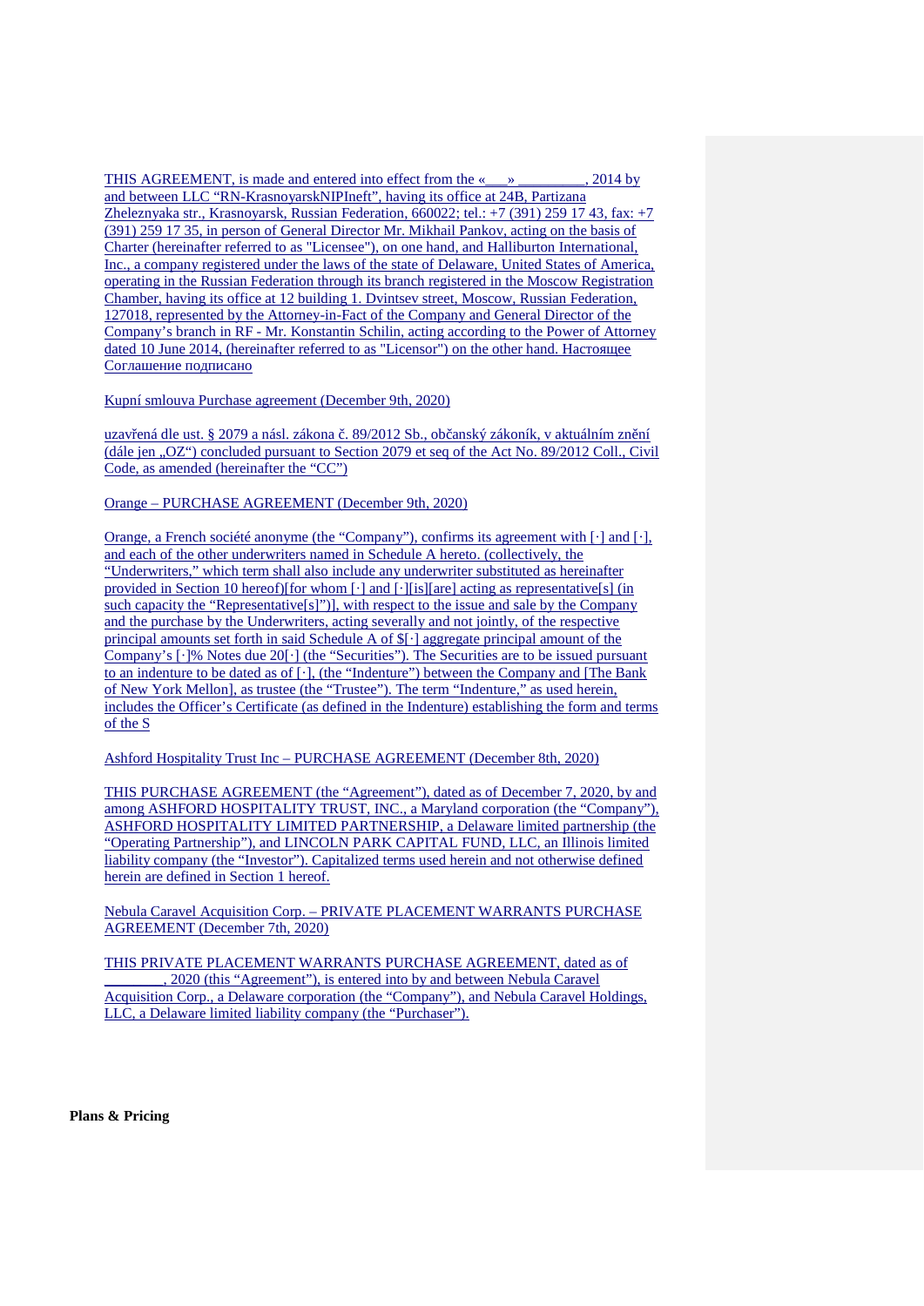THIS AGREEMENT, is made and entered into effect from the «___» _________, 2014 by and between LLC "RN-KrasnoyarskNIPIneft", having its office at 24B, Partizana Zheleznyaka str., Krasnoyarsk, Russian Federation, 660022; tel.: +7 (391) 259 17 43, fax: +7 (391) 259 17 35, in person of General Director Mr. Mikhail Pankov, acting on the basis of Charter (hereinafter referred to as "Licensee"), on one hand, and Halliburton International, Inc., a company registered under the laws of the state of Delaware, United States of America, operating in the Russian Federation through its branch registered in the Moscow Registration Chamber, having its office at 12 building 1. Dvintsev street, Moscow, Russian Federation, 127018, represented by the Attorney-in-Fact of the Company and General Director of the Company's branch in RF - Mr. Konstantin Schilin, acting according to the Power of Attorney dated 10 June 2014, (hereinafter referred to as "Licensor") on the other hand. Настоящее Соглашение подписано

Kupní smlouva Purchase agreement (December 9th, 2020)

uzavřená dle ust. § 2079 a násl. zákona č. 89/2012 Sb., občanský zákoník, v aktuálním znění (dále jen „OZ") concluded pursuant to Section 2079 et seq of the Act No. 89/2012 Coll., Civil Code, as amended (hereinafter the "CC")

Orange – PURCHASE AGREEMENT (December 9th, 2020)

Orange, a French société anonyme (the "Company"), confirms its agreement with [·] and [·], and each of the other underwriters named in Schedule A hereto. (collectively, the "Underwriters," which term shall also include any underwriter substituted as hereinafter provided in Section 10 hereof)[for whom [·] and [·][is][are] acting as representative[s] (in such capacity the "Representative[s]")], with respect to the issue and sale by the Company and the purchase by the Underwriters, acting severally and not jointly, of the respective principal amounts set forth in said Schedule A of $[·] aggregate principal amount of the Company's [·]% Notes due 20[·] (the "Securities"). The Securities are to be issued pursuant to an indenture to be dated as of [·], (the "Indenture") between the Company and [The Bank of New York Mellon], as trustee (the "Trustee"). The term "Indenture," as used herein, includes the Officer's Certificate (as defined in the Indenture) establishing the form and terms of the S

Ashford Hospitality Trust Inc – PURCHASE AGREEMENT (December 8th, 2020)

THIS PURCHASE AGREEMENT (the "Agreement"), dated as of December 7, 2020, by and among ASHFORD HOSPITALITY TRUST, INC., a Maryland corporation (the "Company"), ASHFORD HOSPITALITY LIMITED PARTNERSHIP, a Delaware limited partnership (the "Operating Partnership"), and LINCOLN PARK CAPITAL FUND, LLC, an Illinois limited liability company (the "Investor"). Capitalized terms used herein and not otherwise defined herein are defined in Section 1 hereof.

Nebula Caravel Acquisition Corp. – PRIVATE PLACEMENT WARRANTS PURCHASE AGREEMENT (December 7th, 2020)

THIS PRIVATE PLACEMENT WARRANTS PURCHASE AGREEMENT, dated as of ________, 2020 (this "Agreement"), is entered into by and between Nebula Caravel Acquisition Corp., a Delaware corporation (the "Company"), and Nebula Caravel Holdings, LLC, a Delaware limited liability company (the "Purchaser").

**Plans & Pricing**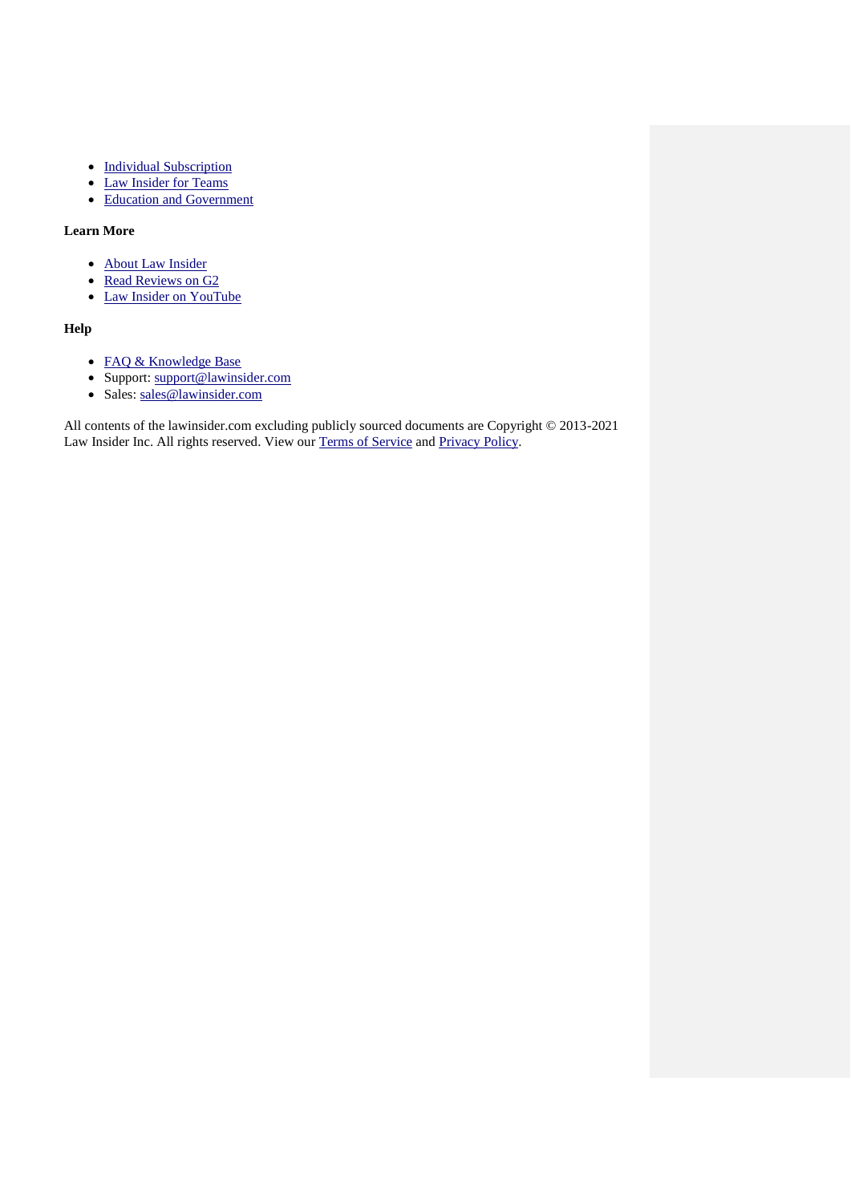- [Individual Subscription]
- [Law Insider for Teams]
- [Education and Government]

**Learn More**

- [About Law Insider]
- [Read Reviews on G2]
- [Law Insider on YouTube]

**Help**

- [FAQ & Knowledge Base]
- Support: support@lawinsider.com
- Sales: sales@lawinsider.com

All contents of the lawinsider.com excluding publicly sourced documents are Copyright © 2013-2021 Law Insider Inc. All rights reserved. View our Terms of Service and Privacy Policy.